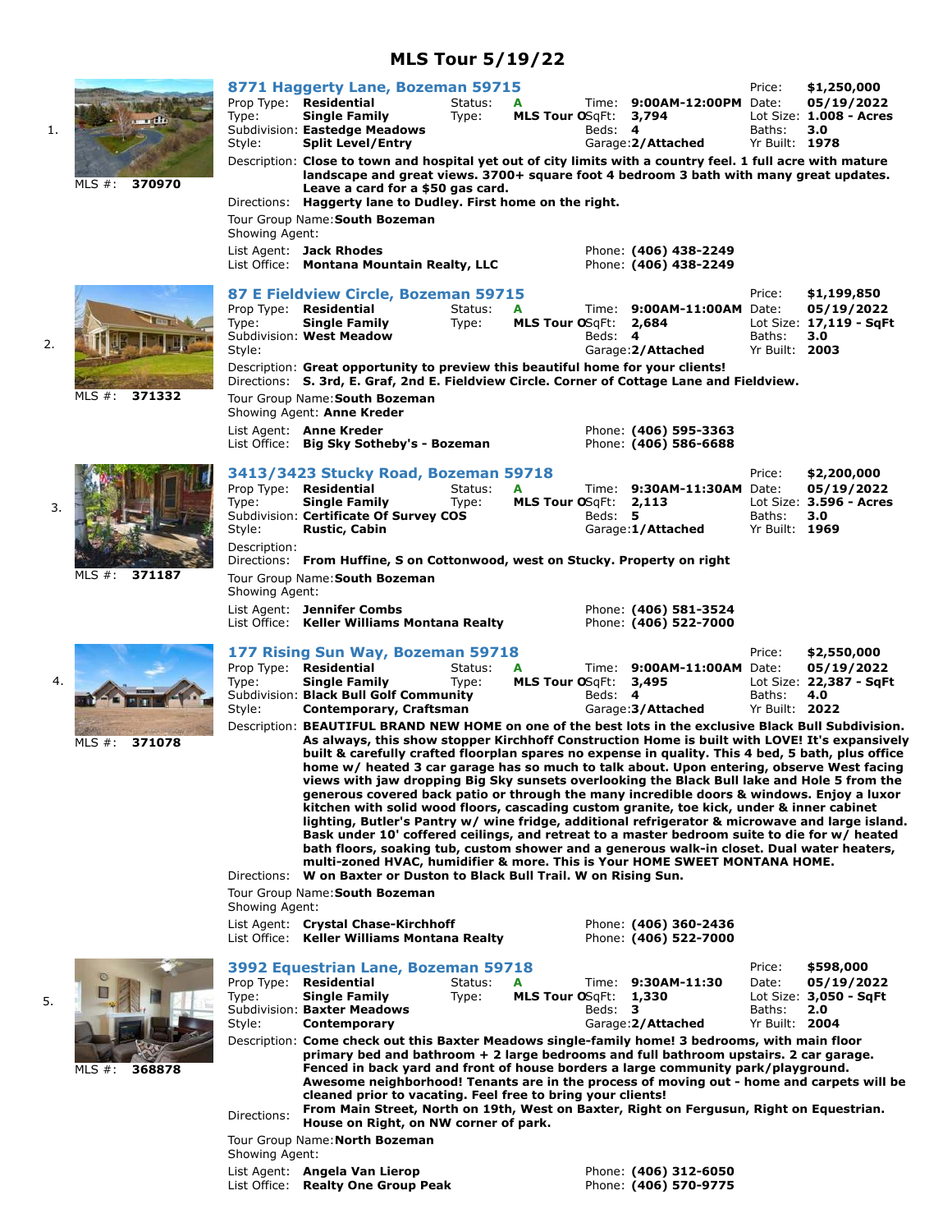# MLS Tour 5/19/22

1. MLS #: **370970**

## 8771 Haggerty Lane, Bozeman 59715

| | | | | | | | |
|---|---|---|---|---|---|---|---|
| Prop Type: | **Residential** | Status: | **A** | Time: | **9:00AM-12:00PM** | Price: | **$1,250,000** |
| Type: | **Single Family** | Type: | **MLS Tour O** | SqFt: | **3,794** | Date: | **05/19/2022** |
| Subdivision: | **Eastedge Meadows** | | | Beds: | **4** | Lot Size: | **1.008 - Acres** |
| Style: | **Split Level/Entry** | | | Garage: | **2/Attached** | Baths: | **3.0** |
| | | | | | | Yr Built: | **1978** |

Description: **Close to town and hospital yet out of city limits with a country feel. 1 full acre with mature landscape and great views. 3700+ square foot 4 bedroom 3 bath with many great updates. Leave a card for a $50 gas card.**

Directions: **Haggerty lane to Dudley. First home on the right.**

Tour Group Name: **South Bozeman**

Showing Agent:

List Agent: **Jack Rhodes** — Phone: **(406) 438-2249**

List Office: **Montana Mountain Realty, LLC** — Phone: **(406) 438-2249**

2. MLS #: **371332**

## 87 E Fieldview Circle, Bozeman 59715

| | | | | | | | |
|---|---|---|---|---|---|---|---|
| Prop Type: | **Residential** | Status: | **A** | Time: | **9:00AM-11:00AM** | Price: | **$1,199,850** |
| Type: | **Single Family** | Type: | **MLS Tour O** | SqFt: | **2,684** | Date: | **05/19/2022** |
| Subdivision: | **West Meadow** | | | Beds: | **4** | Lot Size: | **17,119 - SqFt** |
| Style: | | | | Garage: | **2/Attached** | Baths: | **3.0** |
| | | | | | | Yr Built: | **2003** |

Description: **Great opportunity to preview this beautiful home for your clients!**

Directions: **S. 3rd, E. Graf, 2nd E. Fieldview Circle. Corner of Cottage Lane and Fieldview.**

Tour Group Name: **South Bozeman**

Showing Agent: **Anne Kreder**

List Agent: **Anne Kreder** — Phone: **(406) 595-3363**

List Office: **Big Sky Sotheby's - Bozeman** — Phone: **(406) 586-6688**

3. MLS #: **371187**

## 3413/3423 Stucky Road, Bozeman 59718

| | | | | | | | |
|---|---|---|---|---|---|---|---|
| Prop Type: | **Residential** | Status: | **A** | Time: | **9:30AM-11:30AM** | Price: | **$2,200,000** |
| Type: | **Single Family** | Type: | **MLS Tour O** | SqFt: | **2,113** | Date: | **05/19/2022** |
| Subdivision: | **Certificate Of Survey COS** | | | Beds: | **5** | Lot Size: | **3.596 - Acres** |
| Style: | **Rustic, Cabin** | | | Garage: | **1/Attached** | Baths: | **3.0** |
| | | | | | | Yr Built: | **1969** |

Description:

Directions: **From Huffine, S on Cottonwood, west on Stucky. Property on right**

Tour Group Name: **South Bozeman**

Showing Agent:

List Agent: **Jennifer Combs** — Phone: **(406) 581-3524**

List Office: **Keller Williams Montana Realty** — Phone: **(406) 522-7000**

4. MLS #: **371078**

## 177 Rising Sun Way, Bozeman 59718

| | | | | | | | |
|---|---|---|---|---|---|---|---|
| Prop Type: | **Residential** | Status: | **A** | Time: | **9:00AM-11:00AM** | Price: | **$2,550,000** |
| Type: | **Single Family** | Type: | **MLS Tour O** | SqFt: | **3,495** | Date: | **05/19/2022** |
| Subdivision: | **Black Bull Golf Community** | | | Beds: | **4** | Lot Size: | **22,387 - SqFt** |
| Style: | **Contemporary, Craftsman** | | | Garage: | **3/Attached** | Baths: | **4.0** |
| | | | | | | Yr Built: | **2022** |

Description: **BEAUTIFUL BRAND NEW HOME on one of the best lots in the exclusive Black Bull Subdivision. As always, this show stopper Kirchhoff Construction Home is built with LOVE! It's expansively built & carefully crafted floorplan spares no expense in quality. This 4 bed, 5 bath, plus office home w/ heated 3 car garage has so much to talk about. Upon entering, observe West facing views with jaw dropping Big Sky sunsets overlooking the Black Bull lake and Hole 5 from the generous covered back patio or through the many incredible doors & windows. Enjoy a luxor kitchen with solid wood floors, cascading custom granite, toe kick, under & inner cabinet lighting, Butler's Pantry w/ wine fridge, additional refrigerator & microwave and large island. Bask under 10' coffered ceilings, and retreat to a master bedroom suite to die for w/ heated bath floors, soaking tub, custom shower and a generous walk-in closet. Dual water heaters, multi-zoned HVAC, humidifier & more. This is Your HOME SWEET MONTANA HOME.**

Directions: **W on Baxter or Duston to Black Bull Trail. W on Rising Sun.**

Tour Group Name: **South Bozeman**

Showing Agent:

List Agent: **Crystal Chase-Kirchhoff** — Phone: **(406) 360-2436**

List Office: **Keller Williams Montana Realty** — Phone: **(406) 522-7000**

5. MLS #: **368878**

## 3992 Equestrian Lane, Bozeman 59718

| | | | | | | | |
|---|---|---|---|---|---|---|---|
| Prop Type: | **Residential** | Status: | **A** | Time: | **9:30AM-11:30** | Price: | **$598,000** |
| Type: | **Single Family** | Type: | **MLS Tour O** | SqFt: | **1,330** | Date: | **05/19/2022** |
| Subdivision: | **Baxter Meadows** | | | Beds: | **3** | Lot Size: | **3,050 - SqFt** |
| Style: | **Contemporary** | | | Garage: | **2/Attached** | Baths: | **2.0** |
| | | | | | | Yr Built: | **2004** |

Description: **Come check out this Baxter Meadows single-family home! 3 bedrooms, with main floor primary bed and bathroom + 2 large bedrooms and full bathroom upstairs. 2 car garage. Fenced in back yard and front of house borders a large community park/playground. Awesome neighborhood! Tenants are in the process of moving out - home and carpets will be cleaned prior to vacating. Feel free to bring your clients!**

Directions: **From Main Street, North on 19th, West on Baxter, Right on Fergusun, Right on Equestrian. House on Right, on NW corner of park.**

Tour Group Name: **North Bozeman**

Showing Agent:

List Agent: **Angela Van Lierop** — Phone: **(406) 312-6050**

List Office: **Realty One Group Peak** — Phone: **(406) 570-9775**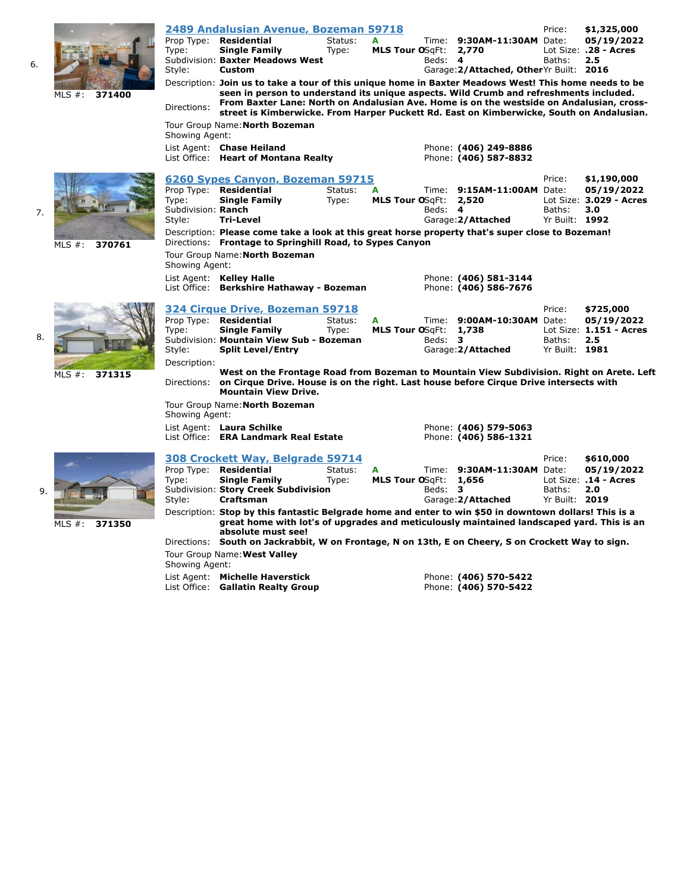6.

MLS #: **371400**

### [2489 Andalusian Avenue, Bozeman 59718](#)

| | | | | | | | |
|---|---|---|---|---|---|---|---|
| Prop Type: | **Residential** | Status: | **A** | Time: | **9:30AM-11:30AM** | Price: | **$1,325,000** |
| Type: | **Single Family** | Type: | **MLS Tour O** | SqFt: | **2,770** | Date: | **05/19/2022** |
| Subdivision: | **Baxter Meadows West** | | | Beds: | **4** | Lot Size: | **.28 - Acres** |
| Style: | **Custom** | | | Garage: | **2/Attached, Other** | Baths: | **2.5** |
| | | | | | | Yr Built: | **2016** |

Description: **Join us to take a tour of this unique home in Baxter Meadows West! This home needs to be seen in person to understand its unique aspects. Wild Crumb and refreshments included.**

Directions: **From Baxter Lane: North on Andalusian Ave. Home is on the westside on Andalusian, cross-street is Kimberwicke. From Harper Puckett Rd. East on Kimberwicke, South on Andalusian.**

Tour Group Name: **North Bozeman**

Showing Agent:

List Agent: **Chase Heiland** — Phone: **(406) 249-8886**

List Office: **Heart of Montana Realty** — Phone: **(406) 587-8832**

7.

MLS #: **370761**

### [6260 Sypes Canyon, Bozeman 59715](#)

| | | | | | | | |
|---|---|---|---|---|---|---|---|
| Prop Type: | **Residential** | Status: | **A** | Time: | **9:15AM-11:00AM** | Price: | **$1,190,000** |
| Type: | **Single Family** | Type: | **MLS Tour O** | SqFt: | **2,520** | Date: | **05/19/2022** |
| Subdivision: | **Ranch** | | | Beds: | **4** | Lot Size: | **3.029 - Acres** |
| Style: | **Tri-Level** | | | Garage: | **2/Attached** | Baths: | **3.0** |
| | | | | | | Yr Built: | **1992** |

Description: **Please come take a look at this great horse property that's super close to Bozeman!**

Directions: **Frontage to Springhill Road, to Sypes Canyon**

Tour Group Name: **North Bozeman**

Showing Agent:

List Agent: **Kelley Halle** — Phone: **(406) 581-3144**

List Office: **Berkshire Hathaway - Bozeman** — Phone: **(406) 586-7676**

8.

MLS #: **371315**

### [324 Cirque Drive, Bozeman 59718](#)

| | | | | | | | |
|---|---|---|---|---|---|---|---|
| Prop Type: | **Residential** | Status: | **A** | Time: | **9:00AM-10:30AM** | Price: | **$725,000** |
| Type: | **Single Family** | Type: | **MLS Tour O** | SqFt: | **1,738** | Date: | **05/19/2022** |
| Subdivision: | **Mountain View Sub - Bozeman** | | | Beds: | **3** | Lot Size: | **1.151 - Acres** |
| Style: | **Split Level/Entry** | | | Garage: | **2/Attached** | Baths: | **2.5** |
| | | | | | | Yr Built: | **1981** |

Description:

Directions: **West on the Frontage Road from Bozeman to Mountain View Subdivision. Right on Arete. Left on Cirque Drive. House is on the right. Last house before Cirque Drive intersects with Mountain View Drive.**

Tour Group Name: **North Bozeman**

Showing Agent:

List Agent: **Laura Schilke** — Phone: **(406) 579-5063**

List Office: **ERA Landmark Real Estate** — Phone: **(406) 586-1321**

9.

MLS #: **371350**

### [308 Crockett Way, Belgrade 59714](#)

| | | | | | | | |
|---|---|---|---|---|---|---|---|
| Prop Type: | **Residential** | Status: | **A** | Time: | **9:30AM-11:30AM** | Price: | **$610,000** |
| Type: | **Single Family** | Type: | **MLS Tour O** | SqFt: | **1,656** | Date: | **05/19/2022** |
| Subdivision: | **Story Creek Subdivision** | | | Beds: | **3** | Lot Size: | **.14 - Acres** |
| Style: | **Craftsman** | | | Garage: | **2/Attached** | Baths: | **2.0** |
| | | | | | | Yr Built: | **2019** |

Description: **Stop by this fantastic Belgrade home and enter to win $50 in downtown dollars! This is a great home with lot's of upgrades and meticulously maintained landscaped yard. This is an absolute must see!**

Directions: **South on Jackrabbit, W on Frontage, N on 13th, E on Cheery, S on Crockett Way to sign.**

Tour Group Name: **West Valley**

Showing Agent:

List Agent: **Michelle Haverstick** — Phone: **(406) 570-5422**

List Office: **Gallatin Realty Group** — Phone: **(406) 570-5422**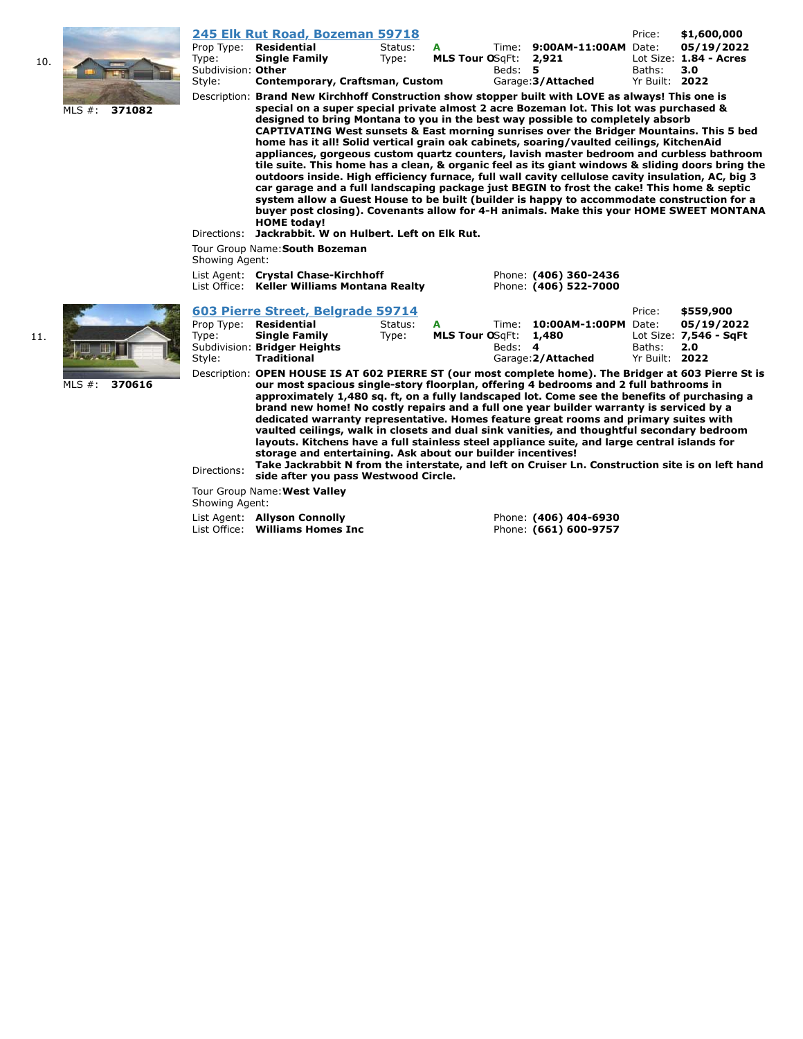10.

MLS #: **371082**

## [245 Elk Rut Road, Bozeman 59718](#)

| | | | | | | | |
|---|---|---|---|---|---|---|---|
| Prop Type: | **Residential** | Status: | **A** | Time: | **9:00AM-11:00AM** | Date: | **05/19/2022** |
| Type: | **Single Family** | Type: | **MLS Tour O** | SqFt: | **2,921** | Lot Size: | **1.84 - Acres** |
| Subdivision: | **Other** | | | Beds: | **5** | Baths: | **3.0** |
| Style: | **Contemporary, Craftsman, Custom** | | | Garage: | **3/Attached** | Yr Built: | **2022** |

Price: **$1,600,000**

Description: **Brand New Kirchhoff Construction show stopper built with LOVE as always! This one is special on a super special private almost 2 acre Bozeman lot. This lot was purchased & designed to bring Montana to you in the best way possible to completely absorb CAPTIVATING West sunsets & East morning sunrises over the Bridger Mountains. This 5 bed home has it all! Solid vertical grain oak cabinets, soaring/vaulted ceilings, KitchenAid appliances, gorgeous custom quartz counters, lavish master bedroom and curbless bathroom tile suite. This home has a clean, & organic feel as its giant windows & sliding doors bring the outdoors inside. High efficiency furnace, full wall cavity cellulose cavity insulation, AC, big 3 car garage and a full landscaping package just BEGIN to frost the cake! This home & septic system allow a Guest House to be built (builder is happy to accommodate construction for a buyer post closing). Covenants allow for 4-H animals. Make this your HOME SWEET MONTANA HOME today!**

Directions: **Jackrabbit. W on Hulbert. Left on Elk Rut.**

Tour Group Name: **South Bozeman**
Showing Agent:

List Agent: **Crystal Chase-Kirchhoff** Phone: **(406) 360-2436**
List Office: **Keller Williams Montana Realty** Phone: **(406) 522-7000**

11.

MLS #: **370616**

## [603 Pierre Street, Belgrade 59714](#)

| | | | | | | | |
|---|---|---|---|---|---|---|---|
| Prop Type: | **Residential** | Status: | **A** | Time: | **10:00AM-1:00PM** | Date: | **05/19/2022** |
| Type: | **Single Family** | Type: | **MLS Tour O** | SqFt: | **1,480** | Lot Size: | **7,546 - SqFt** |
| Subdivision: | **Bridger Heights** | | | Beds: | **4** | Baths: | **2.0** |
| Style: | **Traditional** | | | Garage: | **2/Attached** | Yr Built: | **2022** |

Price: **$559,900**

Description: **OPEN HOUSE IS AT 602 PIERRE ST (our most complete home). The Bridger at 603 Pierre St is our most spacious single-story floorplan, offering 4 bedrooms and 2 full bathrooms in approximately 1,480 sq. ft, on a fully landscaped lot. Come see the benefits of purchasing a brand new home! No costly repairs and a full one year builder warranty is serviced by a dedicated warranty representative. Homes feature great rooms and primary suites with vaulted ceilings, walk in closets and dual sink vanities, and thoughtful secondary bedroom layouts. Kitchens have a full stainless steel appliance suite, and large central islands for storage and entertaining. Ask about our builder incentives!**

Directions: **Take Jackrabbit N from the interstate, and left on Cruiser Ln. Construction site is on left hand side after you pass Westwood Circle.**

Tour Group Name: **West Valley**
Showing Agent:

List Agent: **Allyson Connolly** Phone: **(406) 404-6930**
List Office: **Williams Homes Inc** Phone: **(661) 600-9757**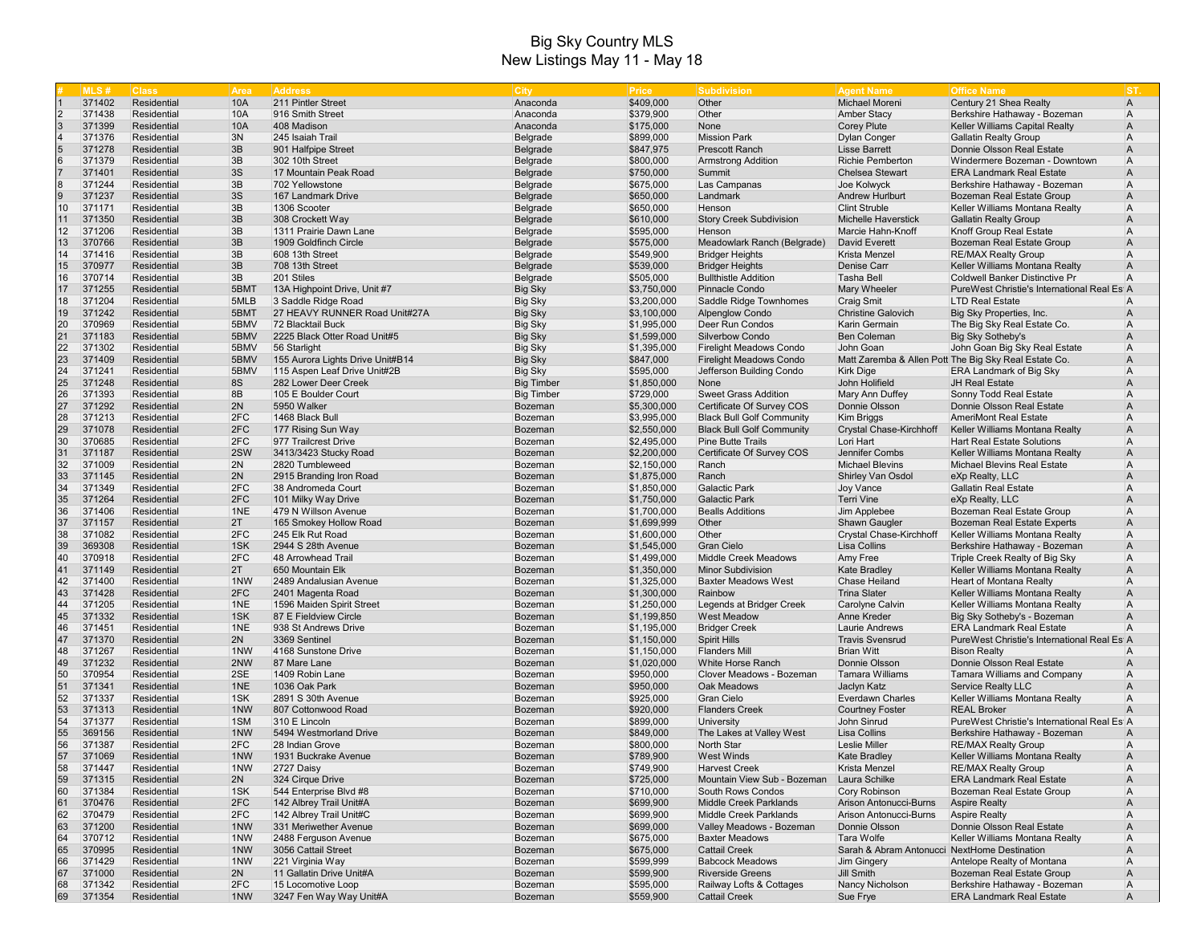# Big Sky Country MLS
## New Listings May 11 - May 18

| # | MLS # | Class | Area | Address | City | Price | Subdivision | Agent Name | Office Name | ST. |
|---|---|---|---|---|---|---|---|---|---|---|
| 1 | 371402 | Residential | 10A | 211 Pintler Street | Anaconda | $409,000 | Other | Michael Moreni | Century 21 Shea Realty | A |
| 2 | 371438 | Residential | 10A | 916 Smith Street | Anaconda | $379,900 | Other | Amber Stacy | Berkshire Hathaway - Bozeman | A |
| 3 | 371399 | Residential | 10A | 408 Madison | Anaconda | $175,000 | None | Corey Plute | Keller Williams Capital Realty | A |
| 4 | 371376 | Residential | 3N | 245 Isaiah Trail | Belgrade | $899,000 | Mission Park | Dylan Conger | Gallatin Realty Group | A |
| 5 | 371278 | Residential | 3B | 901 Halfpipe Street | Belgrade | $847,975 | Prescott Ranch | Lisse Barrett | Donnie Olsson Real Estate | A |
| 6 | 371379 | Residential | 3B | 302 10th Street | Belgrade | $800,000 | Armstrong Addition | Richie Pemberton | Windermere Bozeman - Downtown | A |
| 7 | 371401 | Residential | 3S | 17 Mountain Peak Road | Belgrade | $750,000 | Summit | Chelsea Stewart | ERA Landmark Real Estate | A |
| 8 | 371244 | Residential | 3B | 702 Yellowstone | Belgrade | $675,000 | Las Campanas | Joe Kolwyck | Berkshire Hathaway - Bozeman | A |
| 9 | 371237 | Residential | 3S | 167 Landmark Drive | Belgrade | $650,000 | Landmark | Andrew Hurlburt | Bozeman Real Estate Group | A |
| 10 | 371171 | Residential | 3B | 1306 Scooter | Belgrade | $650,000 | Henson | Clint Struble | Keller Williams Montana Realty | A |
| 11 | 371350 | Residential | 3B | 308 Crockett Way | Belgrade | $610,000 | Story Creek Subdivision | Michelle Haverstick | Gallatin Realty Group | A |
| 12 | 371206 | Residential | 3B | 1311 Prairie Dawn Lane | Belgrade | $595,000 | Henson | Marcie Hahn-Knoff | Knoff Group Real Estate | A |
| 13 | 370766 | Residential | 3B | 1909 Goldfinch Circle | Belgrade | $575,000 | Meadowlark Ranch (Belgrade) | David Everett | Bozeman Real Estate Group | A |
| 14 | 371416 | Residential | 3B | 608 13th Street | Belgrade | $549,900 | Bridger Heights | Krista Menzel | RE/MAX Realty Group | A |
| 15 | 370977 | Residential | 3B | 708 13th Street | Belgrade | $539,000 | Bridger Heights | Denise Carr | Keller Williams Montana Realty | A |
| 16 | 370714 | Residential | 3B | 201 Stiles | Belgrade | $505,000 | Bullthistle Addition | Tasha Bell | Coldwell Banker Distinctive Pr | A |
| 17 | 371255 | Residential | 5BMT | 13A Highpoint Drive, Unit #7 | Big Sky | $3,750,000 | Pinnacle Condo | Mary Wheeler | PureWest Christie's International Real Es | A |
| 18 | 371204 | Residential | 5MLB | 3 Saddle Ridge Road | Big Sky | $3,200,000 | Saddle Ridge Townhomes | Craig Smit | LTD Real Estate | A |
| 19 | 371242 | Residential | 5BMT | 27 HEAVY RUNNER Road Unit#27A | Big Sky | $3,100,000 | Alpenglow Condo | Christine Galovich | Big Sky Properties, Inc. | A |
| 20 | 370969 | Residential | 5BMV | 72 Blacktail Buck | Big Sky | $1,995,000 | Deer Run Condos | Karin Germain | The Big Sky Real Estate Co. | A |
| 21 | 371183 | Residential | 5BMV | 2225 Black Otter Road Unit#5 | Big Sky | $1,599,000 | Silverbow Condo | Ben Coleman | Big Sky Sotheby's | A |
| 22 | 371302 | Residential | 5BMV | 56 Starlight | Big Sky | $1,395,000 | Firelight Meadows Condo | John Goan | John Goan Big Sky Real Estate | A |
| 23 | 371409 | Residential | 5BMV | 155 Aurora Lights Drive Unit#B14 | Big Sky | $847,000 | Firelight Meadows Condo | Matt Zaremba & Allen Pott | The Big Sky Real Estate Co. | A |
| 24 | 371241 | Residential | 5BMV | 115 Aspen Leaf Drive Unit#2B | Big Sky | $595,000 | Jefferson Building Condo | Kirk Dige | ERA Landmark of Big Sky | A |
| 25 | 371248 | Residential | 8S | 282 Lower Deer Creek | Big Timber | $1,850,000 | None | John Holifield | JH Real Estate | A |
| 26 | 371393 | Residential | 8B | 105 E Boulder Court | Big Timber | $729,000 | Sweet Grass Addition | Mary Ann Duffey | Sonny Todd Real Estate | A |
| 27 | 371292 | Residential | 2N | 5950 Walker | Bozeman | $5,300,000 | Certificate Of Survey COS | Donnie Olsson | Donnie Olsson Real Estate | A |
| 28 | 371213 | Residential | 2FC | 1468 Black Bull | Bozeman | $3,995,000 | Black Bull Golf Community | Kim Briggs | AmeriMont Real Estate | A |
| 29 | 371078 | Residential | 2FC | 177 Rising Sun Way | Bozeman | $2,550,000 | Black Bull Golf Community | Crystal Chase-Kirchhoff | Keller Williams Montana Realty | A |
| 30 | 370685 | Residential | 2FC | 977 Trailcrest Drive | Bozeman | $2,495,000 | Pine Butte Trails | Lori Hart | Hart Real Estate Solutions | A |
| 31 | 371187 | Residential | 2SW | 3413/3423 Stucky Road | Bozeman | $2,200,000 | Certificate Of Survey COS | Jennifer Combs | Keller Williams Montana Realty | A |
| 32 | 371009 | Residential | 2N | 2820 Tumbleweed | Bozeman | $2,150,000 | Ranch | Michael Blevins | Michael Blevins Real Estate | A |
| 33 | 371145 | Residential | 2N | 2915 Branding Iron Road | Bozeman | $1,875,000 | Ranch | Shirley Van Osdol | eXp Realty, LLC | A |
| 34 | 371349 | Residential | 2FC | 38 Andromeda Court | Bozeman | $1,850,000 | Galactic Park | Joy Vance | Gallatin Real Estate | A |
| 35 | 371264 | Residential | 2FC | 101 Milky Way Drive | Bozeman | $1,750,000 | Galactic Park | Terri Vine | eXp Realty, LLC | A |
| 36 | 371406 | Residential | 1NE | 479 N Willson Avenue | Bozeman | $1,700,000 | Bealls Additions | Jim Applebee | Bozeman Real Estate Group | A |
| 37 | 371157 | Residential | 2T | 165 Smokey Hollow Road | Bozeman | $1,699,999 | Other | Shawn Gaugler | Bozeman Real Estate Experts | A |
| 38 | 371082 | Residential | 2FC | 245 Elk Rut Road | Bozeman | $1,600,000 | Other | Crystal Chase-Kirchhoff | Keller Williams Montana Realty | A |
| 39 | 369308 | Residential | 1SK | 2944 S 28th Avenue | Bozeman | $1,545,000 | Gran Cielo | Lisa Collins | Berkshire Hathaway - Bozeman | A |
| 40 | 370918 | Residential | 2FC | 48 Arrowhead Trail | Bozeman | $1,499,000 | Middle Creek Meadows | Amy Free | Triple Creek Realty of Big Sky | A |
| 41 | 371149 | Residential | 2T | 650 Mountain Elk | Bozeman | $1,350,000 | Minor Subdivision | Kate Bradley | Keller Williams Montana Realty | A |
| 42 | 371400 | Residential | 1NW | 2489 Andalusian Avenue | Bozeman | $1,325,000 | Baxter Meadows West | Chase Heiland | Heart of Montana Realty | A |
| 43 | 371428 | Residential | 2FC | 2401 Magenta Road | Bozeman | $1,300,000 | Rainbow | Trina Slater | Keller Williams Montana Realty | A |
| 44 | 371205 | Residential | 1NE | 1596 Maiden Spirit Street | Bozeman | $1,250,000 | Legends at Bridger Creek | Carolyne Calvin | Keller Williams Montana Realty | A |
| 45 | 371332 | Residential | 1SK | 87 E Fieldview Circle | Bozeman | $1,199,850 | West Meadow | Anne Kreder | Big Sky Sotheby's - Bozeman | A |
| 46 | 371451 | Residential | 1NE | 938 St Andrews Drive | Bozeman | $1,195,000 | Bridger Creek | Laurie Andrews | ERA Landmark Real Estate | A |
| 47 | 371370 | Residential | 2N | 3369 Sentinel | Bozeman | $1,150,000 | Spirit Hills | Travis Svensrud | PureWest Christie's International Real Es | A |
| 48 | 371267 | Residential | 1NW | 4168 Sunstone Drive | Bozeman | $1,150,000 | Flanders Mill | Brian Witt | Bison Realty | A |
| 49 | 371232 | Residential | 2NW | 87 Mare Lane | Bozeman | $1,020,000 | White Horse Ranch | Donnie Olsson | Donnie Olsson Real Estate | A |
| 50 | 370954 | Residential | 2SE | 1409 Robin Lane | Bozeman | $950,000 | Clover Meadows - Bozeman | Tamara Williams | Tamara Williams and Company | A |
| 51 | 371341 | Residential | 1NE | 1036 Oak Park | Bozeman | $950,000 | Oak Meadows | Jaclyn Katz | Service Realty LLC | A |
| 52 | 371337 | Residential | 1SK | 2891 S 30th Avenue | Bozeman | $925,000 | Gran Cielo | Everdawn Charles | Keller Williams Montana Realty | A |
| 53 | 371313 | Residential | 1NW | 807 Cottonwood Road | Bozeman | $920,000 | Flanders Creek | Courtney Foster | REAL Broker | A |
| 54 | 371377 | Residential | 1SM | 310 E Lincoln | Bozeman | $899,000 | University | John Sinrud | PureWest Christie's International Real Es | A |
| 55 | 369156 | Residential | 1NW | 5494 Westmorland Drive | Bozeman | $849,000 | The Lakes at Valley West | Lisa Collins | Berkshire Hathaway - Bozeman | A |
| 56 | 371387 | Residential | 2FC | 28 Indian Grove | Bozeman | $800,000 | North Star | Leslie Miller | RE/MAX Realty Group | A |
| 57 | 371069 | Residential | 1NW | 1931 Buckrake Avenue | Bozeman | $789,900 | West Winds | Kate Bradley | Keller Williams Montana Realty | A |
| 58 | 371447 | Residential | 1NW | 2727 Daisy | Bozeman | $749,900 | Harvest Creek | Krista Menzel | RE/MAX Realty Group | A |
| 59 | 371315 | Residential | 2N | 324 Cirque Drive | Bozeman | $725,000 | Mountain View Sub - Bozeman | Laura Schilke | ERA Landmark Real Estate | A |
| 60 | 371384 | Residential | 1SK | 544 Enterprise Blvd #8 | Bozeman | $710,000 | South Rows Condos | Cory Robinson | Bozeman Real Estate Group | A |
| 61 | 370476 | Residential | 2FC | 142 Albrey Trail Unit#A | Bozeman | $699,900 | Middle Creek Parklands | Arison Antonucci-Burns | Aspire Realty | A |
| 62 | 370479 | Residential | 2FC | 142 Albrey Trail Unit#C | Bozeman | $699,900 | Middle Creek Parklands | Arison Antonucci-Burns | Aspire Realty | A |
| 63 | 371200 | Residential | 1NW | 331 Meriwether Avenue | Bozeman | $699,000 | Valley Meadows - Bozeman | Donnie Olsson | Donnie Olsson Real Estate | A |
| 64 | 370712 | Residential | 1NW | 2488 Ferguson Avenue | Bozeman | $675,000 | Baxter Meadows | Tara Wolfe | Keller Williams Montana Realty | A |
| 65 | 370995 | Residential | 1NW | 3056 Cattail Street | Bozeman | $675,000 | Cattail Creek | Sarah & Abram Antonucci | NextHome Destination | A |
| 66 | 371429 | Residential | 1NW | 221 Virginia Way | Bozeman | $599,999 | Babcock Meadows | Jim Gingery | Antelope Realty of Montana | A |
| 67 | 371000 | Residential | 2N | 11 Gallatin Drive Unit#A | Bozeman | $599,900 | Riverside Greens | Jill Smith | Bozeman Real Estate Group | A |
| 68 | 371342 | Residential | 2FC | 15 Locomotive Loop | Bozeman | $595,000 | Railway Lofts & Cottages | Nancy Nicholson | Berkshire Hathaway - Bozeman | A |
| 69 | 371354 | Residential | 1NW | 3247 Fen Way Way Unit#A | Bozeman | $559,900 | Cattail Creek | Sue Frye | ERA Landmark Real Estate | A |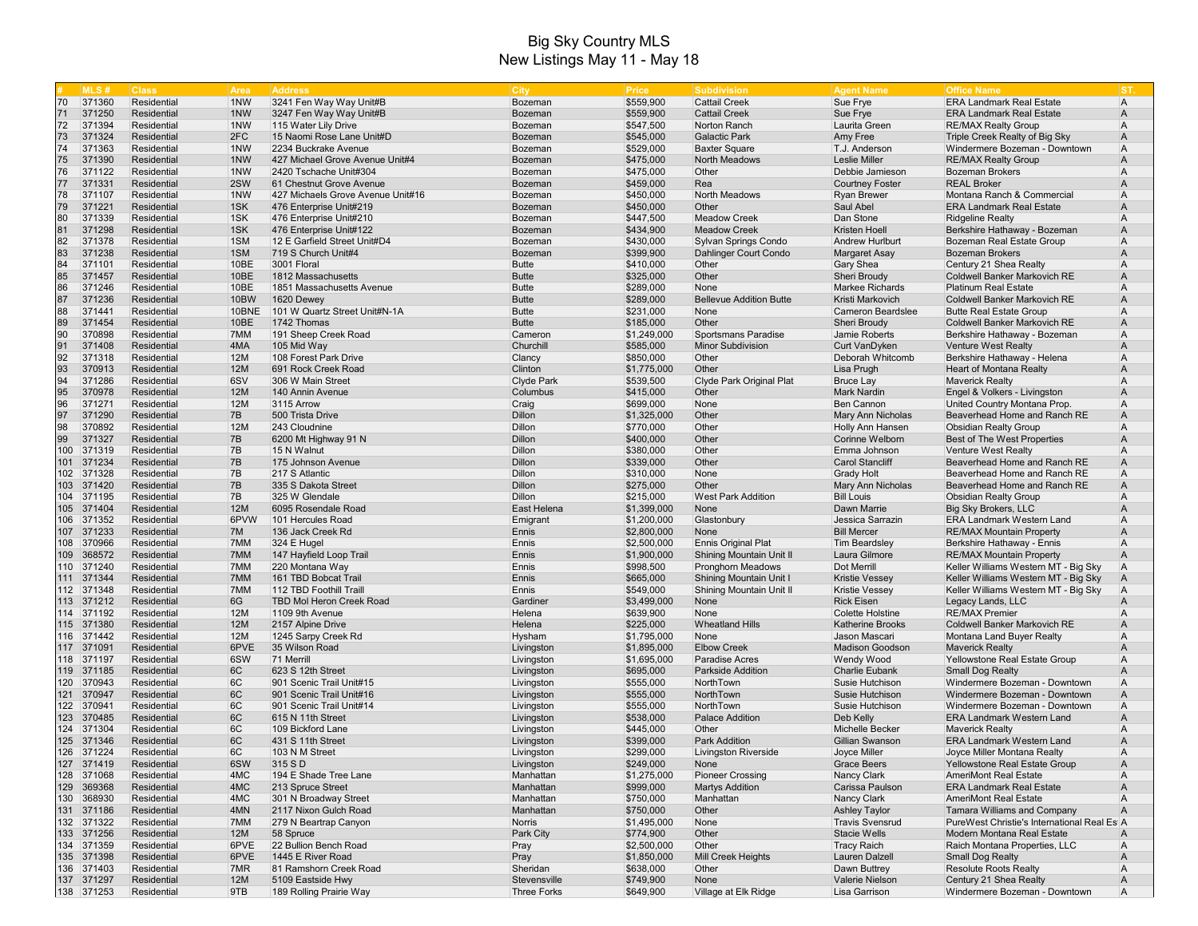# Big Sky Country MLS
## New Listings May 11 - May 18

| # | MLS # | Class | Area | Address | City | Price | Subdivision | Agent Name | Office Name | ST. |
|---|---|---|---|---|---|---|---|---|---|---|
| 70 | 371360 | Residential | 1NW | 3241 Fen Way Way Unit#B | Bozeman | $559,900 | Cattail Creek | Sue Frye | ERA Landmark Real Estate | A |
| 71 | 371250 | Residential | 1NW | 3247 Fen Way Way Unit#B | Bozeman | $559,900 | Cattail Creek | Sue Frye | ERA Landmark Real Estate | A |
| 72 | 371394 | Residential | 1NW | 115 Water Lily Drive | Bozeman | $547,500 | Norton Ranch | Laurita Green | RE/MAX Realty Group | A |
| 73 | 371324 | Residential | 2FC | 15 Naomi Rose Lane Unit#D | Bozeman | $545,000 | Galactic Park | Amy Free | Triple Creek Realty of Big Sky | A |
| 74 | 371363 | Residential | 1NW | 2234 Buckrake Avenue | Bozeman | $529,000 | Baxter Square | T.J. Anderson | Windermere Bozeman - Downtown | A |
| 75 | 371390 | Residential | 1NW | 427 Michael Grove Avenue Unit#4 | Bozeman | $475,000 | North Meadows | Leslie Miller | RE/MAX Realty Group | A |
| 76 | 371122 | Residential | 1NW | 2420 Tschache Unit#304 | Bozeman | $475,000 | Other | Debbie Jamieson | Bozeman Brokers | A |
| 77 | 371331 | Residential | 2SW | 61 Chestnut Grove Avenue | Bozeman | $459,000 | Rea | Courtney Foster | REAL Broker | A |
| 78 | 371107 | Residential | 1NW | 427 Michaels Grove Avenue Unit#16 | Bozeman | $450,000 | North Meadows | Ryan Brewer | Montana Ranch & Commercial | A |
| 79 | 371221 | Residential | 1SK | 476 Enterprise Unit#219 | Bozeman | $450,000 | Other | Saul Abel | ERA Landmark Real Estate | A |
| 80 | 371339 | Residential | 1SK | 476 Enterprise Unit#210 | Bozeman | $447,500 | Meadow Creek | Dan Stone | Ridgeline Realty | A |
| 81 | 371298 | Residential | 1SK | 476 Enterprise Unit#122 | Bozeman | $434,900 | Meadow Creek | Kristen Hoell | Berkshire Hathaway - Bozeman | A |
| 82 | 371378 | Residential | 1SM | 12 E Garfield Street Unit#D4 | Bozeman | $430,000 | Sylvan Springs Condo | Andrew Hurlburt | Bozeman Real Estate Group | A |
| 83 | 371238 | Residential | 1SM | 719 S Church Unit#4 | Bozeman | $399,900 | Dahlinger Court Condo | Margaret Asay | Bozeman Brokers | A |
| 84 | 371101 | Residential | 10BE | 3001 Floral | Butte | $410,000 | Other | Gary Shea | Century 21 Shea Realty | A |
| 85 | 371457 | Residential | 10BE | 1812 Massachusetts | Butte | $325,000 | Other | Sheri Broudy | Coldwell Banker Markovich RE | A |
| 86 | 371246 | Residential | 10BE | 1851 Massachusetts Avenue | Butte | $289,000 | None | Markee Richards | Platinum Real Estate | A |
| 87 | 371236 | Residential | 10BW | 1620 Dewey | Butte | $289,000 | Bellevue Addition Butte | Kristi Markovich | Coldwell Banker Markovich RE | A |
| 88 | 371441 | Residential | 10BNE | 101 W Quartz Street Unit#N-1A | Butte | $231,000 | None | Cameron Beardslee | Butte Real Estate Group | A |
| 89 | 371454 | Residential | 10BE | 1742 Thomas | Butte | $185,000 | Other | Sheri Broudy | Coldwell Banker Markovich RE | A |
| 90 | 370898 | Residential | 7MM | 191 Sheep Creek Road | Cameron | $1,249,000 | Sportsmans Paradise | Jamie Roberts | Berkshire Hathaway - Bozeman | A |
| 91 | 371408 | Residential | 4MA | 105 Mid Way | Churchill | $585,000 | Minor Subdivision | Curt VanDyken | Venture West Realty | A |
| 92 | 371318 | Residential | 12M | 108 Forest Park Drive | Clancy | $850,000 | Other | Deborah Whitcomb | Berkshire Hathaway - Helena | A |
| 93 | 370913 | Residential | 12M | 691 Rock Creek Road | Clinton | $1,775,000 | Other | Lisa Prugh | Heart of Montana Realty | A |
| 94 | 371286 | Residential | 6SV | 306 W Main Street | Clyde Park | $539,500 | Clyde Park Original Plat | Bruce Lay | Maverick Realty | A |
| 95 | 370978 | Residential | 12M | 140 Annin Avenue | Columbus | $415,000 | Other | Mark Nardin | Engel & Volkers - Livingston | A |
| 96 | 371271 | Residential | 12M | 3115 Arrow | Craig | $699,000 | None | Ben Cannon | United Country Montana Prop. | A |
| 97 | 371290 | Residential | 7B | 500 Trista Drive | Dillon | $1,325,000 | Other | Mary Ann Nicholas | Beaverhead Home and Ranch RE | A |
| 98 | 370892 | Residential | 12M | 243 Cloudnine | Dillon | $770,000 | Other | Holly Ann Hansen | Obsidian Realty Group | A |
| 99 | 371327 | Residential | 7B | 6200 Mt Highway 91 N | Dillon | $400,000 | Other | Corinne Welborn | Best of The West Properties | A |
| 100 | 371319 | Residential | 7B | 15 N Walnut | Dillon | $380,000 | Other | Emma Johnson | Venture West Realty | A |
| 101 | 371234 | Residential | 7B | 175 Johnson Avenue | Dillon | $339,000 | Other | Carol Stancliff | Beaverhead Home and Ranch RE | A |
| 102 | 371328 | Residential | 7B | 217 S Atlantic | Dillon | $310,000 | None | Grady Holt | Beaverhead Home and Ranch RE | A |
| 103 | 371420 | Residential | 7B | 335 S Dakota Street | Dillon | $275,000 | Other | Mary Ann Nicholas | Beaverhead Home and Ranch RE | A |
| 104 | 371195 | Residential | 7B | 325 W Glendale | Dillon | $215,000 | West Park Addition | Bill Louis | Obsidian Realty Group | A |
| 105 | 371404 | Residential | 12M | 6095 Rosendale Road | East Helena | $1,399,000 | None | Dawn Marrie | Big Sky Brokers, LLC | A |
| 106 | 371352 | Residential | 6PVW | 101 Hercules Road | Emigrant | $1,200,000 | Glastonbury | Jessica Sarrazin | ERA Landmark Western Land | A |
| 107 | 371233 | Residential | 7M | 136 Jack Creek Rd | Ennis | $2,800,000 | None | Bill Mercer | RE/MAX Mountain Property | A |
| 108 | 370966 | Residential | 7MM | 324 E Hugel | Ennis | $2,500,000 | Ennis Original Plat | Tim Beardsley | Berkshire Hathaway - Ennis | A |
| 109 | 368572 | Residential | 7MM | 147 Hayfield Loop Trail | Ennis | $1,900,000 | Shining Mountain Unit II | Laura Gilmore | RE/MAX Mountain Property | A |
| 110 | 371240 | Residential | 7MM | 220 Montana Way | Ennis | $998,500 | Pronghorn Meadows | Dot Merrill | Keller Williams Western MT - Big Sky | A |
| 111 | 371344 | Residential | 7MM | 161 TBD Bobcat Trail | Ennis | $665,000 | Shining Mountain Unit I | Kristie Vessey | Keller Williams Western MT - Big Sky | A |
| 112 | 371348 | Residential | 7MM | 112 TBD Foothill Traill | Ennis | $549,000 | Shining Mountain Unit II | Kristie Vessey | Keller Williams Western MT - Big Sky | A |
| 113 | 371212 | Residential | 6G | TBD Mol Heron Creek Road | Gardiner | $3,499,000 | None | Rick Eisen | Legacy Lands, LLC | A |
| 114 | 371192 | Residential | 12M | 1109 9th Avenue | Helena | $639,900 | None | Colette Holstine | RE/MAX Premier | A |
| 115 | 371380 | Residential | 12M | 2157 Alpine Drive | Helena | $225,000 | Wheatland Hills | Katherine Brooks | Coldwell Banker Markovich RE | A |
| 116 | 371442 | Residential | 12M | 1245 Sarpy Creek Rd | Hysham | $1,795,000 | None | Jason Mascari | Montana Land Buyer Realty | A |
| 117 | 371091 | Residential | 6PVE | 35 Wilson Road | Livingston | $1,895,000 | Elbow Creek | Madison Goodson | Maverick Realty | A |
| 118 | 371197 | Residential | 6SW | 71 Merrill | Livingston | $1,695,000 | Paradise Acres | Wendy Wood | Yellowstone Real Estate Group | A |
| 119 | 371185 | Residential | 6C | 623 S 12th Street | Livingston | $695,000 | Parkside Addition | Charlie Eubank | Small Dog Realty | A |
| 120 | 370943 | Residential | 6C | 901 Scenic Trail Unit#15 | Livingston | $555,000 | NorthTown | Susie Hutchison | Windermere Bozeman - Downtown | A |
| 121 | 370947 | Residential | 6C | 901 Scenic Trail Unit#16 | Livingston | $555,000 | NorthTown | Susie Hutchison | Windermere Bozeman - Downtown | A |
| 122 | 370941 | Residential | 6C | 901 Scenic Trail Unit#14 | Livingston | $555,000 | NorthTown | Susie Hutchison | Windermere Bozeman - Downtown | A |
| 123 | 370485 | Residential | 6C | 615 N 11th Street | Livingston | $538,000 | Palace Addition | Deb Kelly | ERA Landmark Western Land | A |
| 124 | 371304 | Residential | 6C | 109 Bickford Lane | Livingston | $445,000 | Other | Michelle Becker | Maverick Realty | A |
| 125 | 371346 | Residential | 6C | 431 S 11th Street | Livingston | $399,000 | Park Addition | Gillian Swanson | ERA Landmark Western Land | A |
| 126 | 371224 | Residential | 6C | 103 N M Street | Livingston | $299,000 | Livingston Riverside | Joyce Miller | Joyce Miller Montana Realty | A |
| 127 | 371419 | Residential | 6SW | 315 S D | Livingston | $249,000 | None | Grace Beers | Yellowstone Real Estate Group | A |
| 128 | 371068 | Residential | 4MC | 194 E Shade Tree Lane | Manhattan | $1,275,000 | Pioneer Crossing | Nancy Clark | AmeriMont Real Estate | A |
| 129 | 369368 | Residential | 4MC | 213 Spruce Street | Manhattan | $999,000 | Martys Addition | Carissa Paulson | ERA Landmark Real Estate | A |
| 130 | 368930 | Residential | 4MC | 301 N Broadway Street | Manhattan | $750,000 | Manhattan | Nancy Clark | AmeriMont Real Estate | A |
| 131 | 371186 | Residential | 4MN | 2117 Nixon Gulch Road | Manhattan | $750,000 | Other | Ashley Taylor | Tamara Williams and Company | A |
| 132 | 371322 | Residential | 7MM | 279 N Beartrap Canyon | Norris | $1,495,000 | None | Travis Svensrud | PureWest Christie's International Real Es | A |
| 133 | 371256 | Residential | 12M | 58 Spruce | Park City | $774,900 | Other | Stacie Wells | Modern Montana Real Estate | A |
| 134 | 371359 | Residential | 6PVE | 22 Bullion Bench Road | Pray | $2,500,000 | Other | Tracy Raich | Raich Montana Properties, LLC | A |
| 135 | 371398 | Residential | 6PVE | 1445 E River Road | Pray | $1,850,000 | Mill Creek Heights | Lauren Dalzell | Small Dog Realty | A |
| 136 | 371403 | Residential | 7MR | 81 Ramshorn Creek Road | Sheridan | $638,000 | Other | Dawn Buttrey | Resolute Roots Realty | A |
| 137 | 371297 | Residential | 12M | 5109 Eastside Hwy | Stevensville | $749,900 | None | Valerie Nielson | Century 21 Shea Realty | A |
| 138 | 371253 | Residential | 9TB | 189 Rolling Prairie Way | Three Forks | $649,900 | Village at Elk Ridge | Lisa Garrison | Windermere Bozeman - Downtown | A |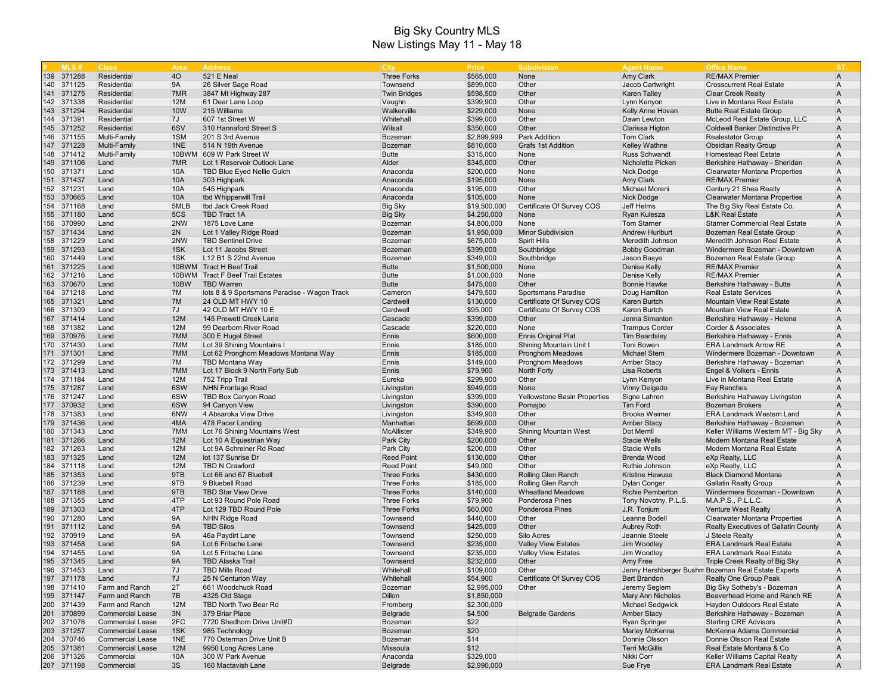# Big Sky Country MLS
## New Listings May 11 - May 18

| # | MLS # | Class | Area | Address | City | Price | Subdivision | Agent Name | Office Name | ST. |
|---|---|---|---|---|---|---|---|---|---|---|
| 139 | 371288 | Residential | 4O | 521 E Neal | Three Forks | $565,000 | None | Amy Clark | RE/MAX Premier | A |
| 140 | 371125 | Residential | 9A | 26 Silver Sage Road | Townsend | $899,000 | Other | Jacob Cartwright | Crosscurrent Real Estate | A |
| 141 | 371275 | Residential | 7MR | 3847 Mt Highway 287 | Twin Bridges | $598,500 | Other | Karen Talley | Clear Creek Realty | A |
| 142 | 371338 | Residential | 12M | 61 Dear Lane Loop | Vaughn | $399,900 | Other | Lynn Kenyon | Live in Montana Real Estate | A |
| 143 | 371294 | Residential | 10W | 215 Williams | Walkerville | $229,000 | None | Kelly Anne Hovan | Butte Real Estate Group | A |
| 144 | 371391 | Residential | 7J | 607 1st Street W | Whitehall | $399,000 | Other | Dawn Lewton | McLeod Real Estate Group, LLC | A |
| 145 | 371252 | Residential | 6SV | 310 Hannaford Street S | Wilsall | $350,000 | Other | Clarissa Higton | Coldwell Banker Distinctive Pr | A |
| 146 | 371155 | Multi-Family | 1SM | 201 S 3rd Avenue | Bozeman | $2,899,999 | Park Addition | Tom Clark | Realestator Group | A |
| 147 | 371228 | Multi-Family | 1NE | 514 N 19th Avenue | Bozeman | $810,000 | Grafs 1st Addition | Kelley Wathne | Obsidian Realty Group | A |
| 148 | 371412 | Multi-Family | 10BWM | 609 W Park Street W | Butte | $315,000 | None | Russ Schwandt | Homestead Real Estate | A |
| 149 | 371106 | Land | 7MR | Lot 1 Reservoir Outlook Lane | Alder | $345,000 | Other | Nicholette Picken | Berkshire Hathaway - Sheridan | A |
| 150 | 371371 | Land | 10A | TBD Blue Eyed Nellie Gulch | Anaconda | $200,000 | None | Nick Dodge | Clearwater Montana Properties | A |
| 151 | 371437 | Land | 10A | 303 Highpark | Anaconda | $195,000 | None | Amy Clark | RE/MAX Premier | A |
| 152 | 371231 | Land | 10A | 545 Highpark | Anaconda | $195,000 | Other | Michael Moreni | Century 21 Shea Realty | A |
| 153 | 370665 | Land | 10A | tbd Whipperwill Trail | Anaconda | $105,000 | None | Nick Dodge | Clearwater Montana Properties | A |
| 154 | 371168 | Land | 5MLB | tbd Jack Creek Road | Big Sky | $19,500,000 | Certificate Of Survey COS | Jeff Helms | The Big Sky Real Estate Co. | A |
| 155 | 371180 | Land | 5CS | TBD Tract 1A | Big Sky | $4,250,000 | None | Ryan Kulesza | L&K Real Estate | A |
| 156 | 370990 | Land | 2NW | 1875 Love Lane | Bozeman | $4,800,000 | None | Tom Starner | Starner Commercial Real Estate | A |
| 157 | 371434 | Land | 2N | Lot 1 Valley Ridge Road | Bozeman | $1,950,000 | Minor Subdivision | Andrew Hurlburt | Bozeman Real Estate Group | A |
| 158 | 371229 | Land | 2NW | TBD Sentinel Drive | Bozeman | $675,000 | Spirit Hills | Meredith Johnson | Meredith Johnson Real Estate | A |
| 159 | 371293 | Land | 1SK | Lot 11 Jacobs Street | Bozeman | $399,000 | Southbridge | Bobby Goodman | Windermere Bozeman - Downtown | A |
| 160 | 371449 | Land | 1SK | L12 B1 S 22nd Avenue | Bozeman | $349,000 | Southbridge | Jason Basye | Bozeman Real Estate Group | A |
| 161 | 371225 | Land | 10BWM | Tract H Beef Trail | Butte | $1,500,000 | None | Denise Kelly | RE/MAX Premier | A |
| 162 | 371216 | Land | 10BWM | Tract F Beef Trail Estates | Butte | $1,000,000 | None | Denise Kelly | RE/MAX Premier | A |
| 163 | 370670 | Land | 10BW | TBD Warren | Butte | $475,000 | Other | Bonnie Hawke | Berkshire Hathaway - Butte | A |
| 164 | 371218 | Land | 7M | lots 8 & 9 Sportsmans Paradise - Wagon Track | Cameron | $479,500 | Sportsmans Paradise | Doug Hamilton | Real Estate Services | A |
| 165 | 371321 | Land | 7M | 24 OLD MT HWY 10 | Cardwell | $130,000 | Certificate Of Survey COS | Karen Burtch | Mountain View Real Estate | A |
| 166 | 371309 | Land | 7J | 42 OLD MT HWY 10 E | Cardwell | $95,000 | Certificate Of Survey COS | Karen Burtch | Mountain View Real Estate | A |
| 167 | 371414 | Land | 12M | 145 Prewett Creek Lane | Cascade | $399,000 | Other | Jenna Simanton | Berkshire Hathaway - Helena | A |
| 168 | 371382 | Land | 12M | 99 Dearborn River Road | Cascade | $220,000 | None | Trampus Corder | Corder & Associates | A |
| 169 | 370976 | Land | 7MM | 300 E Hugel Street | Ennis | $600,000 | Ennis Original Plat | Tim Beardsley | Berkshire Hathaway - Ennis | A |
| 170 | 371430 | Land | 7MM | Lot 39 Shining Mountains I | Ennis | $185,000 | Shining Mountain Unit I | Toni Bowen | ERA Landmark Arrow RE | A |
| 171 | 371301 | Land | 7MM | Lot 62 Pronghorn Meadows Montana Way | Ennis | $185,000 | Pronghorn Meadows | Michael Stem | Windermere Bozeman - Downtown | A |
| 172 | 371299 | Land | 7M | TBD Montana Way | Ennis | $149,000 | Pronghorn Meadows | Amber Stacy | Berkshire Hathaway - Bozeman | A |
| 173 | 371413 | Land | 7MM | Lot 17 Block 9 North Forty Sub | Ennis | $79,900 | North Forty | Lisa Roberts | Engel & Volkers - Ennis | A |
| 174 | 371184 | Land | 12M | 752 Tripp Trail | Eureka | $299,900 | Other | Lynn Kenyon | Live in Montana Real Estate | A |
| 175 | 371287 | Land | 6SW | NHN Frontage Road | Livingston | $949,000 | None | Vinny Delgado | Fay Ranches | A |
| 176 | 371247 | Land | 6SW | TBD Box Canyon Road | Livingston | $399,000 | Yellowstone Basin Properties | Signe Lahren | Berkshire Hathaway Livingston | A |
| 177 | 370932 | Land | 6SW | 94 Canyon View | Livingston | $390,000 | Pomajbo | Tim Ford | Bozeman Brokers | A |
| 178 | 371383 | Land | 6NW | 4 Absaroka View Drive | Livingston | $349,900 | Other | Brooke Weimer | ERA Landmark Western Land | A |
| 179 | 371436 | Land | 4MA | 478 Pacer Landing | Manhattan | $699,000 | Other | Amber Stacy | Berkshire Hathaway - Bozeman | A |
| 180 | 371343 | Land | 7MM | Lot 76 Shining Mountains West | McAllister | $349,900 | Shining Mountain West | Dot Merrill | Keller Williams Western MT - Big Sky | A |
| 181 | 371266 | Land | 12M | Lot 10 A Equestrian Way | Park City | $200,000 | Other | Stacie Wells | Modern Montana Real Estate | A |
| 182 | 371263 | Land | 12M | Lot 9A Schreiner Rd Road | Park City | $200,000 | Other | Stacie Wells | Modern Montana Real Estate | A |
| 183 | 371325 | Land | 12M | lot 137 Sunrise Dr | Reed Point | $130,000 | Other | Brenda Wood | eXp Realty, LLC | A |
| 184 | 371118 | Land | 12M | TBD N Crawford | Reed Point | $49,000 | Other | Ruthie Johnson | eXp Realty, LLC | A |
| 185 | 371353 | Land | 9TB | Lot 66 and 67 Bluebell | Three Forks | $430,000 | Rolling Glen Ranch | Kristine Hewuse | Black Diamond Montana | A |
| 186 | 371239 | Land | 9TB | 9 Bluebell Road | Three Forks | $185,000 | Rolling Glen Ranch | Dylan Conger | Gallatin Realty Group | A |
| 187 | 371188 | Land | 9TB | TBD Star View Drive | Three Forks | $140,000 | Wheatland Meadows | Richie Pemberton | Windermere Bozeman - Downtown | A |
| 188 | 371355 | Land | 4TP | Lot 93 Round Pole Road | Three Forks | $79,900 | Ponderosa Pines | Tony Novotny, P.L.S. | M.A.P.S., P.L.L.C. | A |
| 189 | 371303 | Land | 4TP | Lot 129 TBD Round Pole | Three Forks | $60,000 | Ponderosa Pines | J.R. Tonjum | Venture West Realty | A |
| 190 | 371280 | Land | 9A | NHN Ridge Road | Townsend | $440,000 | Other | Leanne Bodell | Clearwater Montana Properties | A |
| 191 | 371112 | Land | 9A | TBD Silos | Townsend | $425,000 | Other | Aubrey Roth | Realty Executives of Gallatin County | A |
| 192 | 370919 | Land | 9A | 46a Paydirt Lane | Townsend | $250,000 | Silo Acres | Jeannie Steele | J Steele Realty | A |
| 193 | 371458 | Land | 9A | Lot 6 Fritsche Lane | Townsend | $235,000 | Valley View Estates | Jim Woodley | ERA Landmark Real Estate | A |
| 194 | 371455 | Land | 9A | Lot 5 Fritsche Lane | Townsend | $235,000 | Valley View Estates | Jim Woodley | ERA Landmark Real Estate | A |
| 195 | 371345 | Land | 9A | TBD Alaska Trail | Townsend | $232,000 | Other | Amy Free | Triple Creek Realty of Big Sky | A |
| 196 | 371453 | Land | 7J | TBD Mills Road | Whitehall | $109,000 | Other | Jenny Hershberger Bushm | Bozeman Real Estate Experts | A |
| 197 | 371178 | Land | 7J | 25 N Centurion Way | Whitehall | $54,900 | Certificate Of Survey COS | Bert Brandon | Realty One Group Peak | A |
| 198 | 371410 | Farm and Ranch | 2T | 661 Woodchuck Road | Bozeman | $2,995,000 | Other | Jeremy Seglem | Big Sky Sotheby's - Bozeman | A |
| 199 | 371147 | Farm and Ranch | 7B | 4325 Old Stage | Dillon | $1,850,000 | | Mary Ann Nicholas | Beaverhead Home and Ranch RE | A |
| 200 | 371439 | Farm and Ranch | 12M | TBD North Two Bear Rd | Fromberg | $2,300,000 | | Michael Sedgwick | Hayden Outdoors Real Estate | A |
| 201 | 370899 | Commercial Lease | 3N | 379 Briar Place | Belgrade | $4,500 | Belgrade Gardens | Amber Stacy | Berkshire Hathaway - Bozeman | A |
| 202 | 371076 | Commercial Lease | 2FC | 7720 Shedhorn Drive Unit#D | Bozeman | $22 | | Ryan Springer | Sterling CRE Advisors | A |
| 203 | 371257 | Commercial Lease | 1SK | 985 Technology | Bozeman | $20 | | Marley McKenna | McKenna Adams Commercial | A |
| 204 | 370746 | Commercial Lease | 1NE | 770 Osterman Drive Unit B | Bozeman | $14 | | Donnie Olsson | Donnie Olsson Real Estate | A |
| 205 | 371381 | Commercial Lease | 12M | 9950 Long Acres Lane | Missoula | $12 | | Terri McGillis | Real Estate Montana & Co | A |
| 206 | 371326 | Commercial | 10A | 300 W Park Avenue | Anaconda | $329,000 | | Nikki Corr | Keller Williams Capital Realty | A |
| 207 | 371198 | Commercial | 3S | 160 Mactavish Lane | Belgrade | $2,990,000 | | Sue Frye | ERA Landmark Real Estate | A |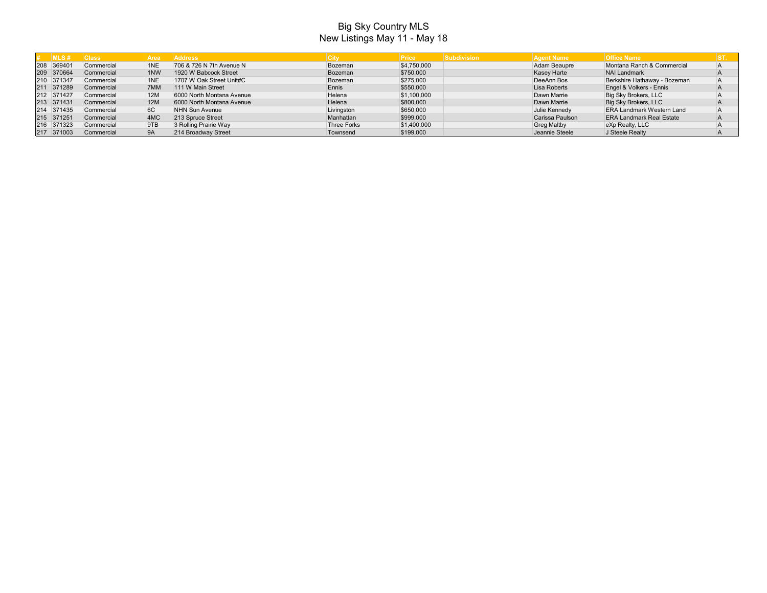# Big Sky Country MLS
## New Listings May 11 - May 18

| # | MLS # | Class | Area | Address | City | Price | Subdivision | Agent Name | Office Name | ST. |
|---|---|---|---|---|---|---|---|---|---|---|
| 208 | 369401 | Commercial | 1NE | 706 & 726 N 7th Avenue N | Bozeman | $4,750,000 | | Adam Beaupre | Montana Ranch & Commercial | A |
| 209 | 370664 | Commercial | 1NW | 1920 W Babcock Street | Bozeman | $750,000 | | Kasey Harte | NAI Landmark | A |
| 210 | 371347 | Commercial | 1NE | 1707 W Oak Street Unit#C | Bozeman | $275,000 | | DeeAnn Bos | Berkshire Hathaway - Bozeman | A |
| 211 | 371289 | Commercial | 7MM | 111 W Main Street | Ennis | $550,000 | | Lisa Roberts | Engel & Volkers - Ennis | A |
| 212 | 371427 | Commercial | 12M | 6000 North Montana Avenue | Helena | $1,100,000 | | Dawn Marrie | Big Sky Brokers, LLC | A |
| 213 | 371431 | Commercial | 12M | 6000 North Montana Avenue | Helena | $800,000 | | Dawn Marrie | Big Sky Brokers, LLC | A |
| 214 | 371435 | Commercial | 6C | NHN Sun Avenue | Livingston | $650,000 | | Julie Kennedy | ERA Landmark Western Land | A |
| 215 | 371251 | Commercial | 4MC | 213 Spruce Street | Manhattan | $999,000 | | Carissa Paulson | ERA Landmark Real Estate | A |
| 216 | 371323 | Commercial | 9TB | 3 Rolling Prairie Way | Three Forks | $1,400,000 | | Greg Maltby | eXp Realty, LLC | A |
| 217 | 371003 | Commercial | 9A | 214 Broadway Street | Townsend | $199,000 | | Jeannie Steele | J Steele Realty | A |